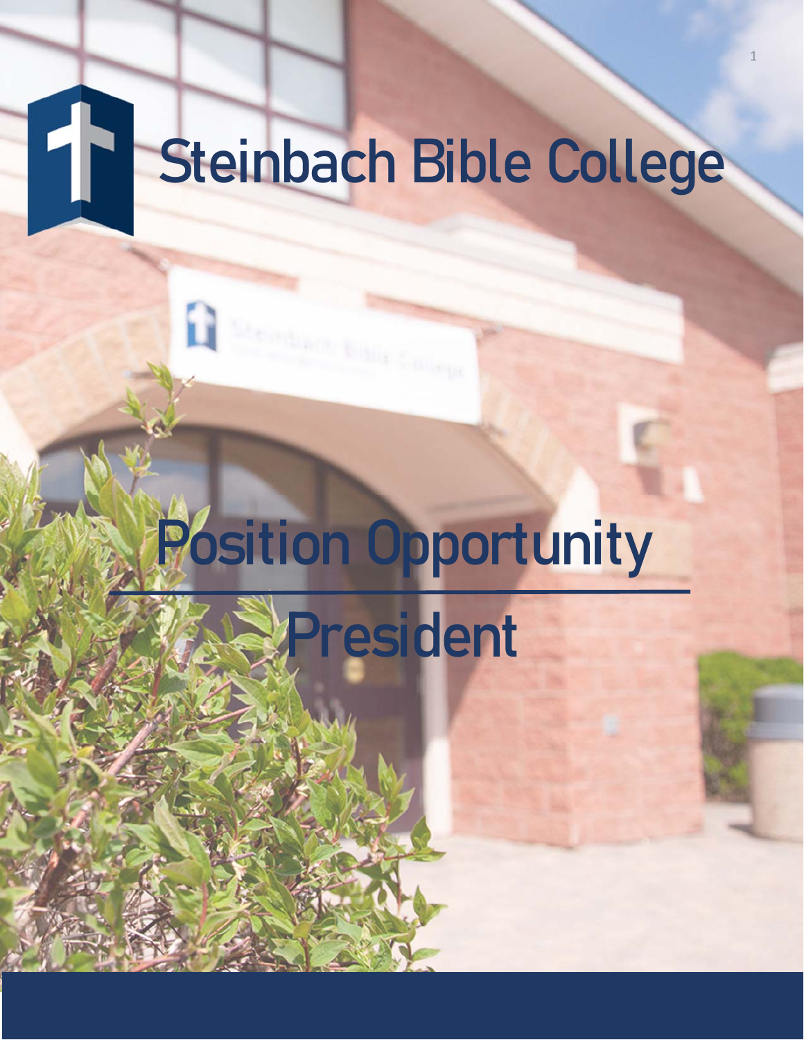# Steinbach Bible College

## Position Opportunity

## President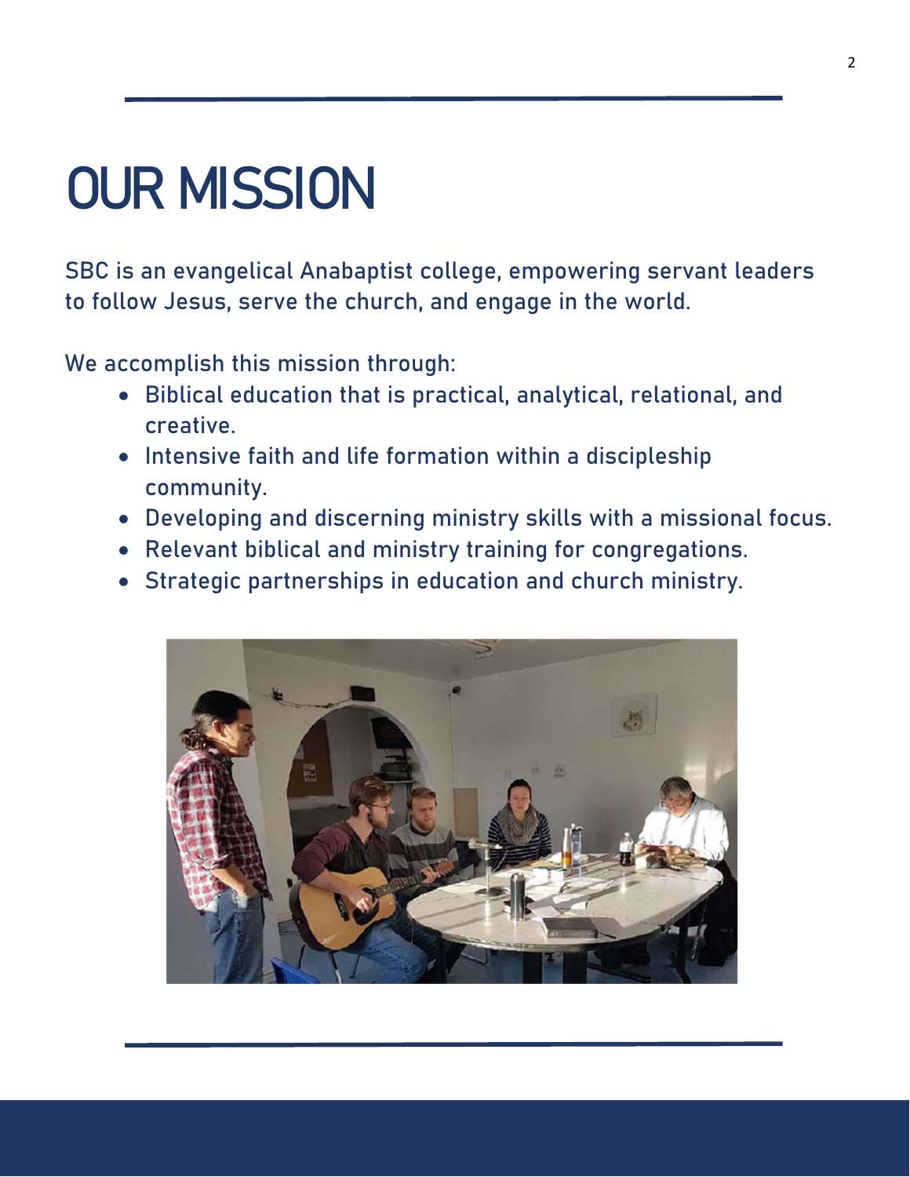# OUR MISSION

SBC is an evangelical Anabaptist college, empowering servant leaders to follow Jesus, serve the church, and engage in the world.

We accomplish this mission through:

- Biblical education that is practical, analytical, relational, and creative.
- Intensive faith and life formation within a discipleship community.
- Developing and discerning ministry skills with a missional focus.
- Relevant biblical and ministry training for congregations.
- Strategic partnerships in education and church ministry.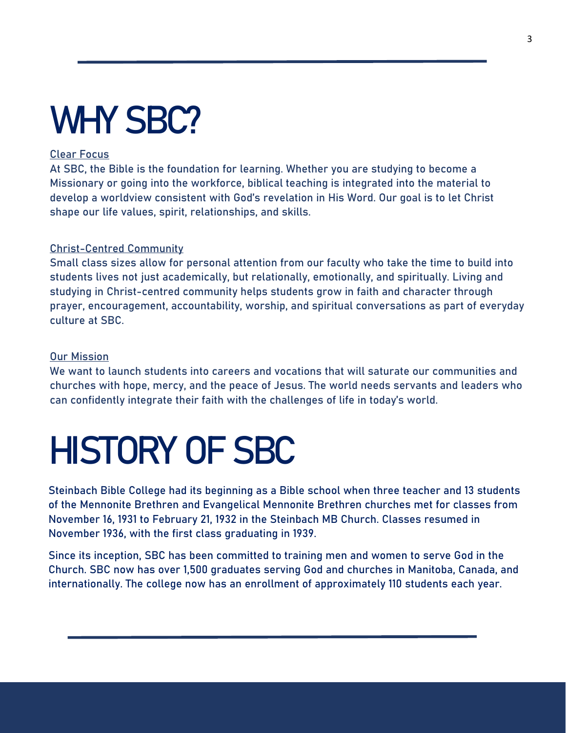# WHY SBC?

Clear Focus

At SBC, the Bible is the foundation for learning. Whether you are studying to become a Missionary or going into the workforce, biblical teaching is integrated into the material to develop a worldview consistent with God's revelation in His Word. Our goal is to let Christ shape our life values, spirit, relationships, and skills.

Christ-Centred Community

Small class sizes allow for personal attention from our faculty who take the time to build into students lives not just academically, but relationally, emotionally, and spiritually. Living and studying in Christ-centred community helps students grow in faith and character through prayer, encouragement, accountability, worship, and spiritual conversations as part of everyday culture at SBC.

Our Mission

We want to launch students into careers and vocations that will saturate our communities and churches with hope, mercy, and the peace of Jesus. The world needs servants and leaders who can confidently integrate their faith with the challenges of life in today's world.

# HISTORY OF SBC

Steinbach Bible College had its beginning as a Bible school when three teacher and 13 students of the Mennonite Brethren and Evangelical Mennonite Brethren churches met for classes from November 16, 1931 to February 21, 1932 in the Steinbach MB Church. Classes resumed in November 1936, with the first class graduating in 1939.

Since its inception, SBC has been committed to training men and women to serve God in the Church. SBC now has over 1,500 graduates serving God and churches in Manitoba, Canada, and internationally. The college now has an enrollment of approximately 110 students each year.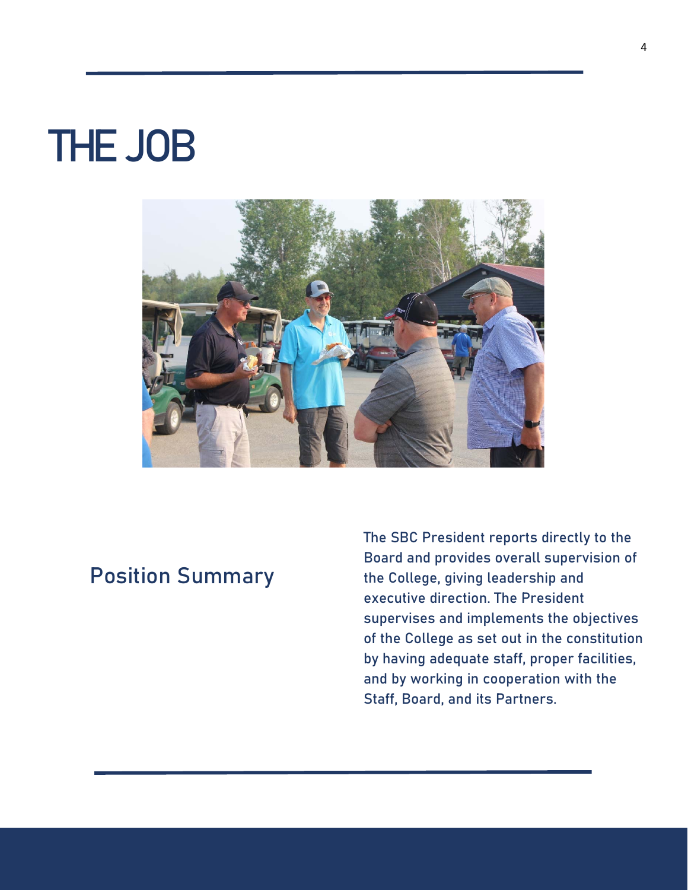# THE JOB

## Position Summary

The SBC President reports directly to the Board and provides overall supervision of the College, giving leadership and executive direction. The President supervises and implements the objectives of the College as set out in the constitution by having adequate staff, proper facilities, and by working in cooperation with the Staff, Board, and its Partners.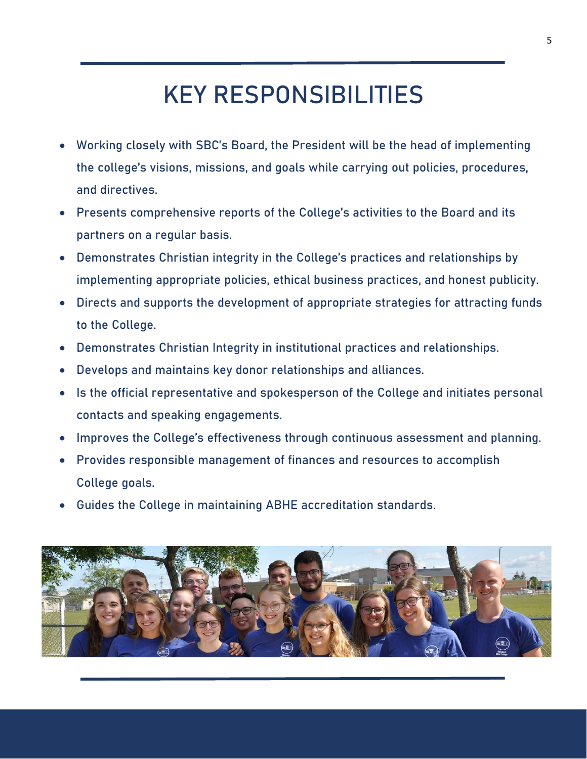# KEY RESPONSIBILITIES

- Working closely with SBC's Board, the President will be the head of implementing the college's visions, missions, and goals while carrying out policies, procedures, and directives.
- Presents comprehensive reports of the College's activities to the Board and its partners on a regular basis.
- Demonstrates Christian integrity in the College's practices and relationships by implementing appropriate policies, ethical business practices, and honest publicity.
- Directs and supports the development of appropriate strategies for attracting funds to the College.
- Demonstrates Christian Integrity in institutional practices and relationships.
- Develops and maintains key donor relationships and alliances.
- Is the official representative and spokesperson of the College and initiates personal contacts and speaking engagements.
- Improves the College's effectiveness through continuous assessment and planning.
- Provides responsible management of finances and resources to accomplish College goals.
- Guides the College in maintaining ABHE accreditation standards.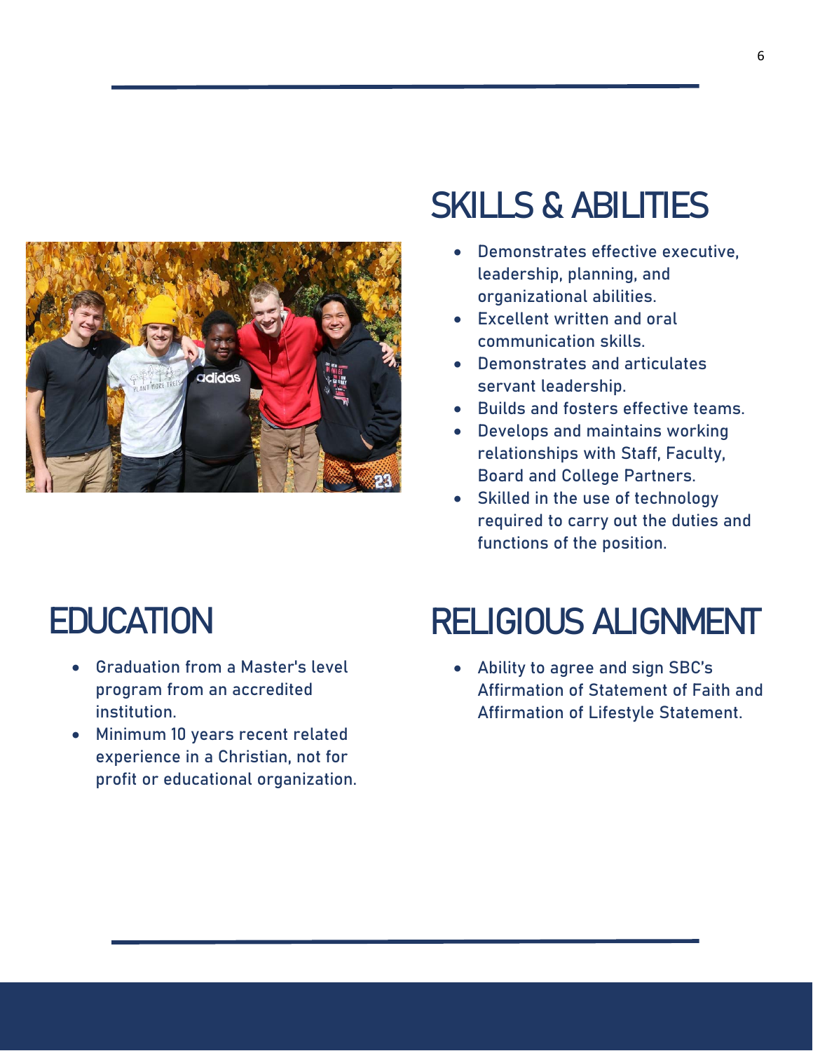## SKILLS & ABILITIES

- Demonstrates effective executive, leadership, planning, and organizational abilities.
- Excellent written and oral communication skills.
- Demonstrates and articulates servant leadership.
- Builds and fosters effective teams.
- Develops and maintains working relationships with Staff, Faculty, Board and College Partners.
- Skilled in the use of technology required to carry out the duties and functions of the position.

## EDUCATION

- Graduation from a Master's level program from an accredited institution.
- Minimum 10 years recent related experience in a Christian, not for profit or educational organization.

## RELIGIOUS ALIGNMENT

- Ability to agree and sign SBC's Affirmation of Statement of Faith and Affirmation of Lifestyle Statement.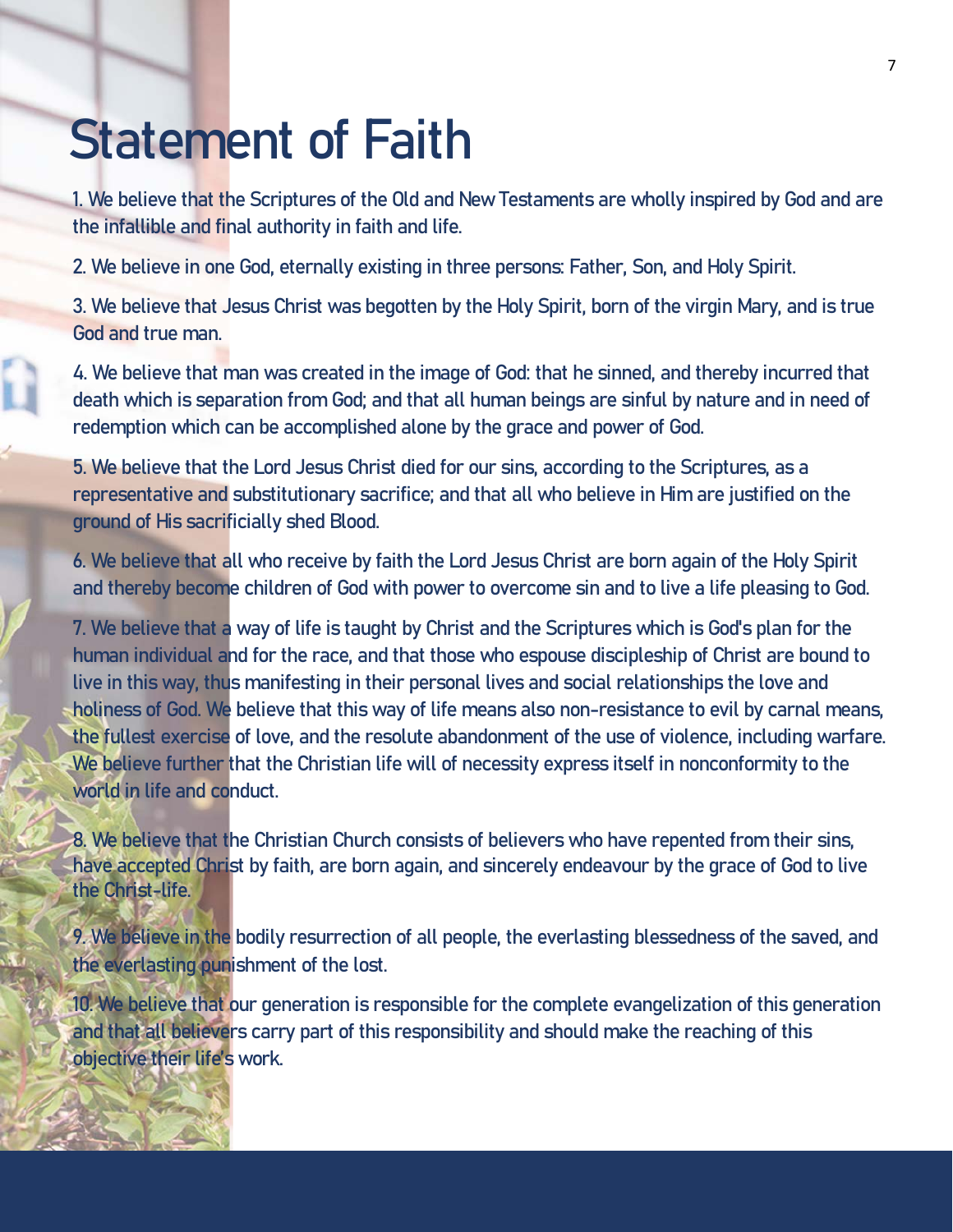# Statement of Faith

1. We believe that the Scriptures of the Old and New Testaments are wholly inspired by God and are the infallible and final authority in faith and life.

2. We believe in one God, eternally existing in three persons: Father, Son, and Holy Spirit.

3. We believe that Jesus Christ was begotten by the Holy Spirit, born of the virgin Mary, and is true God and true man.

4. We believe that man was created in the image of God: that he sinned, and thereby incurred that death which is separation from God; and that all human beings are sinful by nature and in need of redemption which can be accomplished alone by the grace and power of God.

5. We believe that the Lord Jesus Christ died for our sins, according to the Scriptures, as a representative and substitutionary sacrifice; and that all who believe in Him are justified on the ground of His sacrificially shed Blood.

6. We believe that all who receive by faith the Lord Jesus Christ are born again of the Holy Spirit and thereby become children of God with power to overcome sin and to live a life pleasing to God.

7. We believe that a way of life is taught by Christ and the Scriptures which is God's plan for the human individual and for the race, and that those who espouse discipleship of Christ are bound to live in this way, thus manifesting in their personal lives and social relationships the love and holiness of God. We believe that this way of life means also non-resistance to evil by carnal means, the fullest exercise of love, and the resolute abandonment of the use of violence, including warfare. We believe further that the Christian life will of necessity express itself in nonconformity to the world in life and conduct.

8. We believe that the Christian Church consists of believers who have repented from their sins, have accepted Christ by faith, are born again, and sincerely endeavour by the grace of God to live the Christ-life.

9. We believe in the bodily resurrection of all people, the everlasting blessedness of the saved, and the everlasting punishment of the lost.

10. We believe that our generation is responsible for the complete evangelization of this generation and that all believers carry part of this responsibility and should make the reaching of this objective their life's work.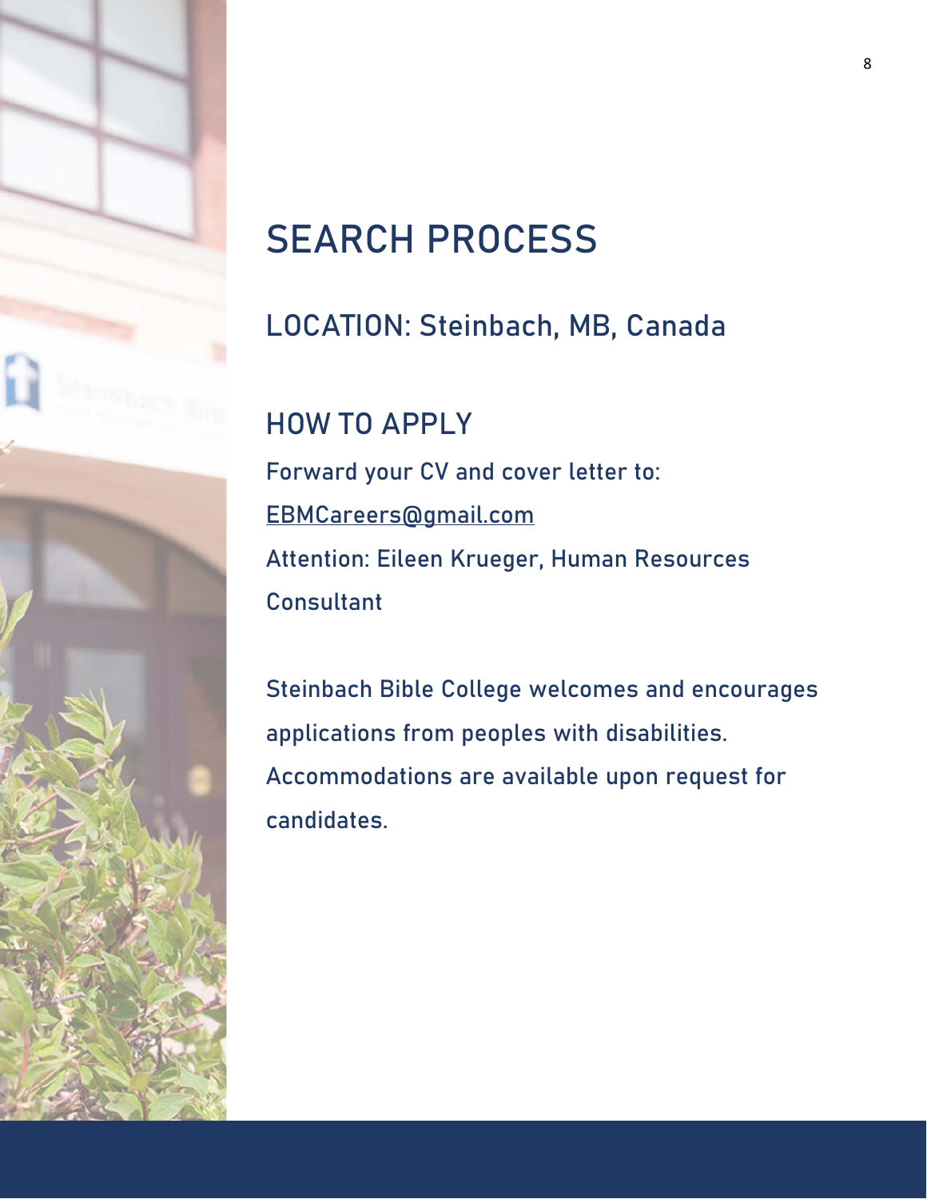# SEARCH PROCESS

## LOCATION: Steinbach, MB, Canada

## HOW TO APPLY

Forward your CV and cover letter to:

EBMCareers@gmail.com

Attention: Eileen Krueger, Human Resources Consultant

Steinbach Bible College welcomes and encourages applications from peoples with disabilities. Accommodations are available upon request for candidates.